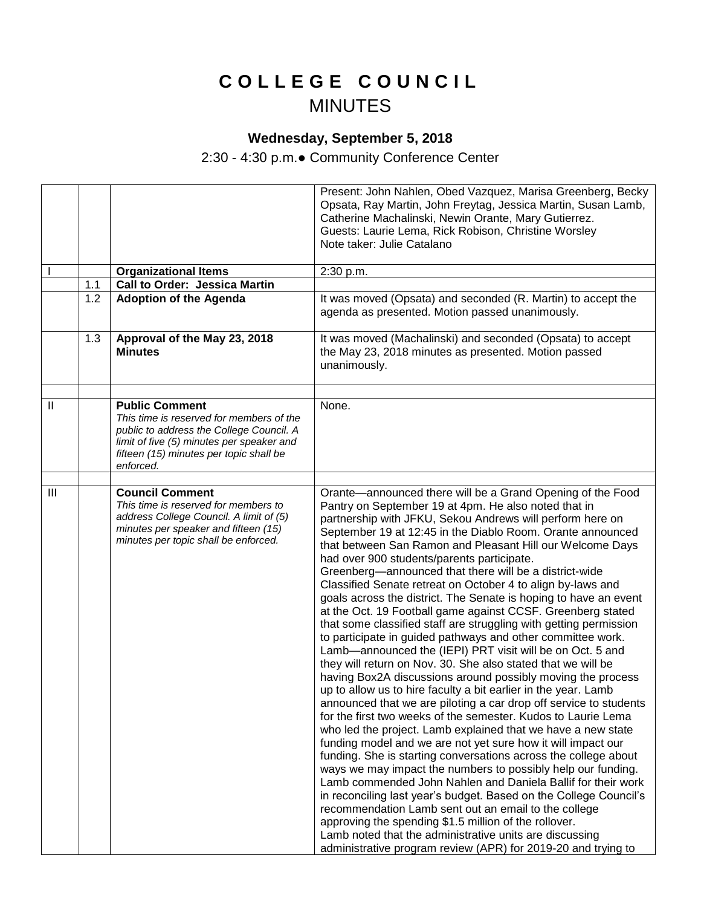# COLLEGE COUNCIL

## MINUTES

### Wednesday, September 5, 2018

2:30 - 4:30 p.m.● Community Conference Center

| | | | |
|---|---|---|---|
| | | | Present: John Nahlen, Obed Vazquez, Marisa Greenberg, Becky Opsata, Ray Martin, John Freytag, Jessica Martin, Susan Lamb, Catherine Machalinski, Newin Orante, Mary Gutierrez.<br>Guests: Laurie Lema, Rick Robison, Christine Worsley<br>Note taker: Julie Catalano |
| I | | **Organizational Items** | 2:30 p.m. |
| | 1.1 | **Call to Order: Jessica Martin** | |
| | 1.2 | **Adoption of the Agenda** | It was moved (Opsata) and seconded (R. Martin) to accept the agenda as presented. Motion passed unanimously. |
| | 1.3 | **Approval of the May 23, 2018 Minutes** | It was moved (Machalinski) and seconded (Opsata) to accept the May 23, 2018 minutes as presented. Motion passed unanimously. |
| | | | |
| II | | **Public Comment**<br>*This time is reserved for members of the public to address the College Council. A limit of five (5) minutes per speaker and fifteen (15) minutes per topic shall be enforced.* | None. |
| | | | |
| III | | **Council Comment**<br>*This time is reserved for members to address College Council. A limit of (5) minutes per speaker and fifteen (15) minutes per topic shall be enforced.* | Orante—announced there will be a Grand Opening of the Food Pantry on September 19 at 4pm. He also noted that in partnership with JFKU, Sekou Andrews will perform here on September 19 at 12:45 in the Diablo Room. Orante announced that between San Ramon and Pleasant Hill our Welcome Days had over 900 students/parents participate.<br>Greenberg—announced that there will be a district-wide Classified Senate retreat on October 4 to align by-laws and goals across the district. The Senate is hoping to have an event at the Oct. 19 Football game against CCSF. Greenberg stated that some classified staff are struggling with getting permission to participate in guided pathways and other committee work.<br>Lamb—announced the (IEPI) PRT visit will be on Oct. 5 and they will return on Nov. 30. She also stated that we will be having Box2A discussions around possibly moving the process up to allow us to hire faculty a bit earlier in the year. Lamb announced that we are piloting a car drop off service to students for the first two weeks of the semester. Kudos to Laurie Lema who led the project. Lamb explained that we have a new state funding model and we are not yet sure how it will impact our funding. She is starting conversations across the college about ways we may impact the numbers to possibly help our funding. Lamb commended John Nahlen and Daniela Ballif for their work in reconciling last year's budget. Based on the College Council's recommendation Lamb sent out an email to the college approving the spending $1.5 million of the rollover.<br>Lamb noted that the administrative units are discussing administrative program review (APR) for 2019-20 and trying to |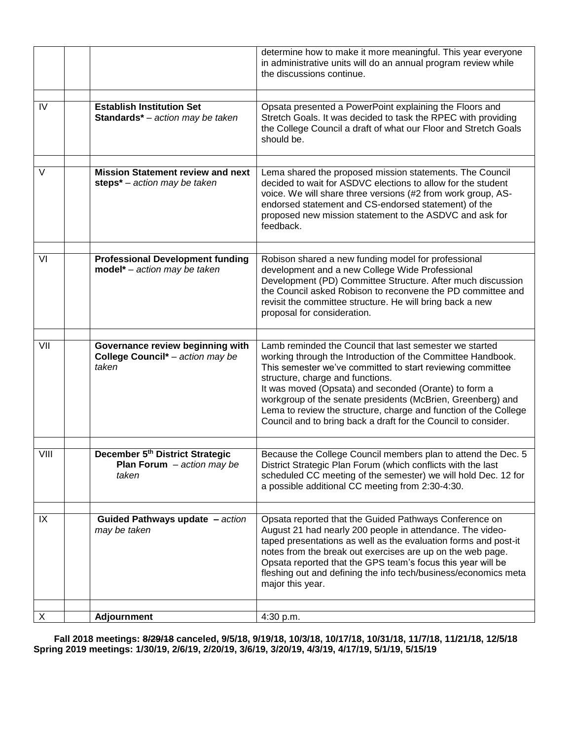| | | | |
|---|---|---|---|
| | | | determine how to make it more meaningful. This year everyone in administrative units will do an annual program review while the discussions continue. |
| | | | |
| IV | | **Establish Institution Set Standards*** – *action may be taken* | Opsata presented a PowerPoint explaining the Floors and Stretch Goals. It was decided to task the RPEC with providing the College Council a draft of what our Floor and Stretch Goals should be. |
| | | | |
| V | | **Mission Statement review and next steps*** – *action may be taken* | Lema shared the proposed mission statements. The Council decided to wait for ASDVC elections to allow for the student voice. We will share three versions (#2 from work group, AS-endorsed statement and CS-endorsed statement) of the proposed new mission statement to the ASDVC and ask for feedback. |
| | | | |
| VI | | **Professional Development funding model*** – *action may be taken* | Robison shared a new funding model for professional development and a new College Wide Professional Development (PD) Committee Structure. After much discussion the Council asked Robison to reconvene the PD committee and revisit the committee structure. He will bring back a new proposal for consideration. |
| | | | |
| VII | | **Governance review beginning with College Council*** – *action may be taken* | Lamb reminded the Council that last semester we started working through the Introduction of the Committee Handbook. This semester we've committed to start reviewing committee structure, charge and functions. It was moved (Opsata) and seconded (Orante) to form a workgroup of the senate presidents (McBrien, Greenberg) and Lema to review the structure, charge and function of the College Council and to bring back a draft for the Council to consider. |
| | | | |
| VIII | | **December 5th District Strategic Plan Forum** – *action may be taken* | Because the College Council members plan to attend the Dec. 5 District Strategic Plan Forum (which conflicts with the last scheduled CC meeting of the semester) we will hold Dec. 12 for a possible additional CC meeting from 2:30-4:30. |
| | | | |
| IX | | **Guided Pathways update** – *action may be taken* | Opsata reported that the Guided Pathways Conference on August 21 had nearly 200 people in attendance. The video-taped presentations as well as the evaluation forms and post-it notes from the break out exercises are up on the web page. Opsata reported that the GPS team's focus this year will be fleshing out and defining the info tech/business/economics meta major this year. |
| | | | |
| X | | **Adjournment** | 4:30 p.m. |

**Fall 2018 meetings: ~~8/29/18~~ canceled, 9/5/18, 9/19/18, 10/3/18, 10/17/18, 10/31/18, 11/7/18, 11/21/18, 12/5/18**
**Spring 2019 meetings: 1/30/19, 2/6/19, 2/20/19, 3/6/19, 3/20/19, 4/3/19, 4/17/19, 5/1/19, 5/15/19**